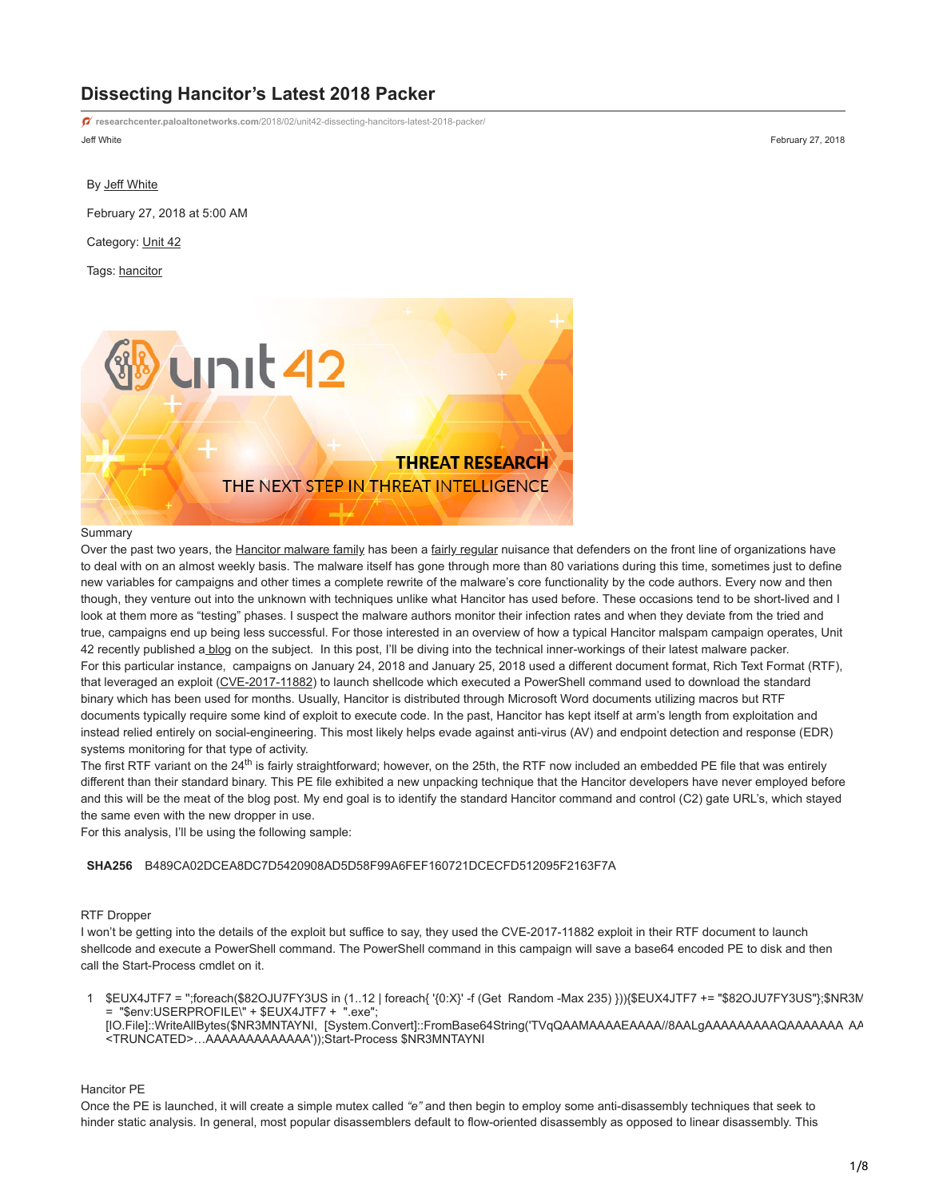# Dissecting Hancitor's Latest 2018 Packer

researchcenter.paloaltonetworks.com/2018/02/unit42-dissecting-hancitors-latest-2018-packer/

Jeff White

February 27, 2018

By Jeff White

February 27, 2018 at 5:00 AM

Category: Unit 42

Tags: hancitor

## Summary

Over the past two years, the Hancitor malware family has been a fairly regular nuisance that defenders on the front line of organizations have to deal with on an almost weekly basis. The malware itself has gone through more than 80 variations during this time, sometimes just to define new variables for campaigns and other times a complete rewrite of the malware's core functionality by the code authors. Every now and then though, they venture out into the unknown with techniques unlike what Hancitor has used before. These occasions tend to be short-lived and I look at them more as "testing" phases. I suspect the malware authors monitor their infection rates and when they deviate from the tried and true, campaigns end up being less successful. For those interested in an overview of how a typical Hancitor malspam campaign operates, Unit 42 recently published a blog on the subject. In this post, I'll be diving into the technical inner-workings of their latest malware packer.

For this particular instance, campaigns on January 24, 2018 and January 25, 2018 used a different document format, Rich Text Format (RTF), that leveraged an exploit (CVE-2017-11882) to launch shellcode which executed a PowerShell command used to download the standard binary which has been used for months. Usually, Hancitor is distributed through Microsoft Word documents utilizing macros but RTF documents typically require some kind of exploit to execute code. In the past, Hancitor has kept itself at arm's length from exploitation and instead relied entirely on social-engineering. This most likely helps evade against anti-virus (AV) and endpoint detection and response (EDR) systems monitoring for that type of activity.

The first RTF variant on the 24th is fairly straightforward; however, on the 25th, the RTF now included an embedded PE file that was entirely different than their standard binary. This PE file exhibited a new unpacking technique that the Hancitor developers have never employed before and this will be the meat of the blog post. My end goal is to identify the standard Hancitor command and control (C2) gate URL's, which stayed the same even with the new dropper in use.

For this analysis, I'll be using the following sample:

| SHA256 | B489CA02DCEA8DC7D5420908AD5D58F99A6FEF160721DCECFD512095F2163F7A |
|---|---|

## RTF Dropper

I won't be getting into the details of the exploit but suffice to say, they used the CVE-2017-11882 exploit in their RTF document to launch shellcode and execute a PowerShell command. The PowerShell command in this campaign will save a base64 encoded PE to disk and then call the Start-Process cmdlet on it.

```
1  $EUX4JTF7 = '';foreach($82OJU7FY3US in (1..12 | foreach{ '{0:X}' -f (Get  Random -Max 235) })){$EUX4JTF7 += "$82OJU7FY3US"};$NR3M
   = "$env:USERPROFILE\" + $EUX4JTF7 +  ".exe";
   [IO.File]::WriteAllBytes($NR3MNTAYNI,  [System.Convert]::FromBase64String('TVqQAAMAAAAEAAAA//8AALgAAAAAAAAAQAAAAAAA AA
   <TRUNCATED>…AAAAAAAAAAAAA'));Start-Process $NR3MNTAYNI
```

## Hancitor PE

Once the PE is launched, it will create a simple mutex called *"e"* and then begin to employ some anti-disassembly techniques that seek to hinder static analysis. In general, most popular disassemblers default to flow-oriented disassembly as opposed to linear disassembly. This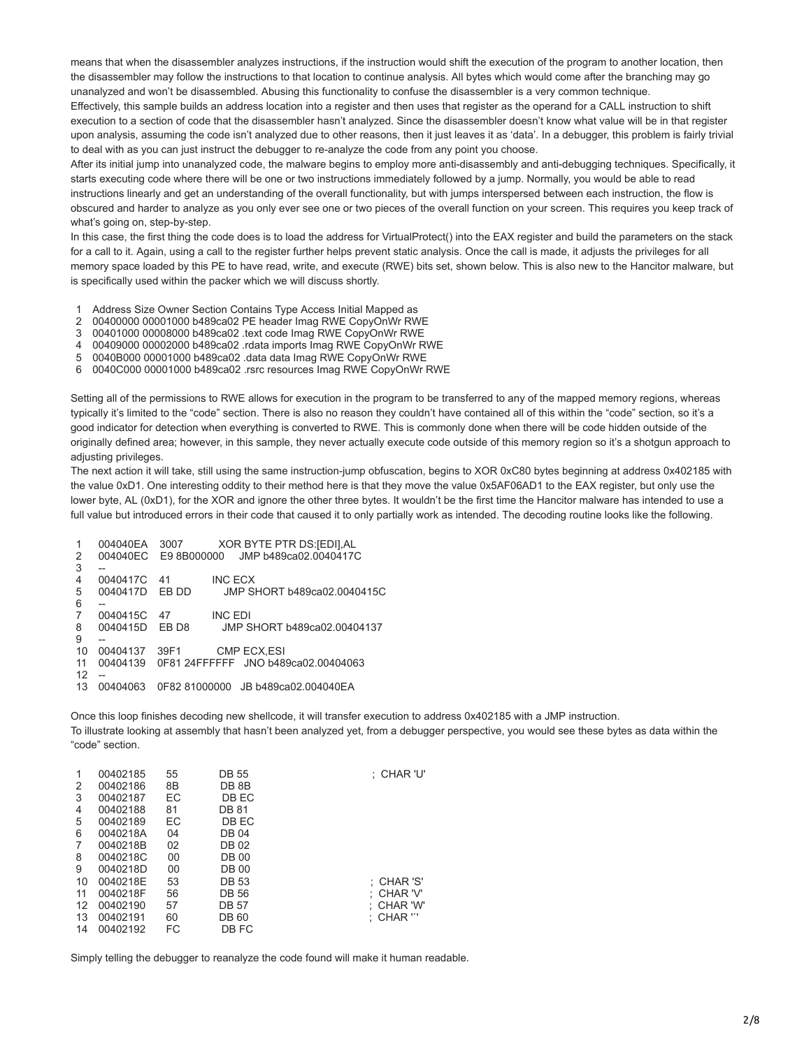means that when the disassembler analyzes instructions, if the instruction would shift the execution of the program to another location, then the disassembler may follow the instructions to that location to continue analysis. All bytes which would come after the branching may go unanalyzed and won't be disassembled. Abusing this functionality to confuse the disassembler is a very common technique.

Effectively, this sample builds an address location into a register and then uses that register as the operand for a CALL instruction to shift execution to a section of code that the disassembler hasn't analyzed. Since the disassembler doesn't know what value will be in that register upon analysis, assuming the code isn't analyzed due to other reasons, then it just leaves it as 'data'. In a debugger, this problem is fairly trivial to deal with as you can just instruct the debugger to re-analyze the code from any point you choose.

After its initial jump into unanalyzed code, the malware begins to employ more anti-disassembly and anti-debugging techniques. Specifically, it starts executing code where there will be one or two instructions immediately followed by a jump. Normally, you would be able to read instructions linearly and get an understanding of the overall functionality, but with jumps interspersed between each instruction, the flow is obscured and harder to analyze as you only ever see one or two pieces of the overall function on your screen. This requires you keep track of what's going on, step-by-step.

In this case, the first thing the code does is to load the address for VirtualProtect() into the EAX register and build the parameters on the stack for a call to it. Again, using a call to the register further helps prevent static analysis. Once the call is made, it adjusts the privileges for all memory space loaded by this PE to have read, write, and execute (RWE) bits set, shown below. This is also new to the Hancitor malware, but is specifically used within the packer which we will discuss shortly.

```
1  Address Size Owner Section Contains Type Access Initial Mapped as
2  00400000 00001000 b489ca02 PE header Imag RWE CopyOnWr RWE
3  00401000 00008000 b489ca02 .text code Imag RWE CopyOnWr RWE
4  00409000 00002000 b489ca02 .rdata imports Imag RWE CopyOnWr RWE
5  0040B000 00001000 b489ca02 .data data Imag RWE CopyOnWr RWE
6  0040C000 00001000 b489ca02 .rsrc resources Imag RWE CopyOnWr RWE
```

Setting all of the permissions to RWE allows for execution in the program to be transferred to any of the mapped memory regions, whereas typically it's limited to the "code" section. There is also no reason they couldn't have contained all of this within the "code" section, so it's a good indicator for detection when everything is converted to RWE. This is commonly done when there will be code hidden outside of the originally defined area; however, in this sample, they never actually execute code outside of this memory region so it's a shotgun approach to adjusting privileges.

The next action it will take, still using the same instruction-jump obfuscation, begins to XOR 0xC80 bytes beginning at address 0x402185 with the value 0xD1. One interesting oddity to their method here is that they move the value 0x5AF06AD1 to the EAX register, but only use the lower byte, AL (0xD1), for the XOR and ignore the other three bytes. It wouldn't be the first time the Hancitor malware has intended to use a full value but introduced errors in their code that caused it to only partially work as intended. The decoding routine looks like the following.

```
1   004040EA   3007          XOR BYTE PTR DS:[EDI],AL
2   004040EC   E9 8B000000   JMP b489ca02.0040417C
3   --
4   0040417C   41            INC ECX
5   0040417D   EB DD         JMP SHORT b489ca02.0040415C
6   --
7   0040415C   47            INC EDI
8   0040415D   EB D8         JMP SHORT b489ca02.00404137
9   --
10  00404137   39F1          CMP ECX,ESI
11  00404139   0F81 24FFFFFF   JNO b489ca02.00404063
12  --
13  00404063   0F82 81000000   JB b489ca02.004040EA
```

Once this loop finishes decoding new shellcode, it will transfer execution to address 0x402185 with a JMP instruction.

To illustrate looking at assembly that hasn't been analyzed yet, from a debugger perspective, you would see these bytes as data within the "code" section.

```
1   00402185   55   DB 55    ; CHAR 'U'
2   00402186   8B   DB 8B
3   00402187   EC   DB EC
4   00402188   81   DB 81
5   00402189   EC   DB EC
6   0040218A   04   DB 04
7   0040218B   02   DB 02
8   0040218C   00   DB 00
9   0040218D   00   DB 00
10  0040218E   53   DB 53    ; CHAR 'S'
11  0040218F   56   DB 56    ; CHAR 'V'
12  00402190   57   DB 57    ; CHAR 'W'
13  00402191   60   DB 60    ; CHAR '`'
14  00402192   FC   DB FC
```

Simply telling the debugger to reanalyze the code found will make it human readable.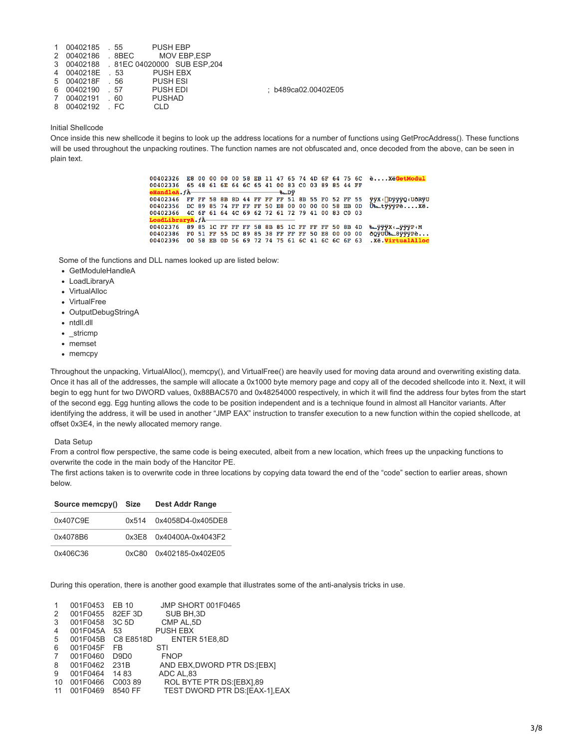```
1  00402185  . 55           PUSH EBP
2  00402186  . 8BEC         MOV EBP,ESP
3  00402188  . 81EC 04020000  SUB ESP,204
4  0040218E  . 53           PUSH EBX
5  0040218F  . 56           PUSH ESI
6  00402190  . 57           PUSH EDI                        ;  b489ca02.00402E05
7  00402191  . 60           PUSHAD
8  00402192  . FC           CLD
```

Initial Shellcode

Once inside this new shellcode it begins to look up the address locations for a number of functions using GetProcAddress(). These functions will be used throughout the unpacking routines. The function names are not obfuscated and, once decoded from the above, can be seen in plain text.

```
00402326  E8 00 00 00 00 58 EB 11 47 65 74 4D 6F 64 75 6C  è....XëGetModul
00402336  65 48 61 6E 64 6C 65 41 00 83 C0 03 89 85 44 FF  
eHandleA.ƒÀ                                   ‰…Dÿ
00402346  FF FF 58 8B 8D 44 FF FF FF 51 8B 55 F0 52 FF 55  ÿÿX‹DÿÿÿQ‹UðRÿU
00402356  DC 89 85 74 FF FF FF 50 E8 00 00 00 00 58 EB 0D  Ü‰…tÿÿÿPè....Xë.
00402366  4C 6F 61 64 4C 69 62 72 61 72 79 41 00 83 C0 03  
LoadLibraryA.ƒÀ
00402376  89 85 1C FF FF FF 58 8B 85 1C FF FF FF 50 8B 4D  ‰…ÿÿÿX‹…ÿÿÿP‹M
00402386  F0 51 FF 55 DC 89 85 38 FF FF FF 50 E8 00 00 00  ðQÿUÜ‰…8ÿÿÿPè...
00402396  00 58 EB 0D 56 69 72 74 75 61 6C 41 6C 6C 6F 63  .Xë.VirtualAlloc
```

Some of the functions and DLL names looked up are listed below:

- GetModuleHandleA
- LoadLibraryA
- VirtualAlloc
- VirtualFree
- OutputDebugStringA
- ntdll.dll
- _stricmp
- memset
- memcpy

Throughout the unpacking, VirtualAlloc(), memcpy(), and VirtualFree() are heavily used for moving data around and overwriting existing data. Once it has all of the addresses, the sample will allocate a 0x1000 byte memory page and copy all of the decoded shellcode into it. Next, it will begin to egg hunt for two DWORD values, 0x88BAC570 and 0x48254000 respectively, in which it will find the address four bytes from the start of the second egg. Egg hunting allows the code to be position independent and is a technique found in almost all Hancitor variants. After identifying the address, it will be used in another "JMP EAX" instruction to transfer execution to a new function within the copied shellcode, at offset 0x3E4, in the newly allocated memory range.

Data Setup

From a control flow perspective, the same code is being executed, albeit from a new location, which frees up the unpacking functions to overwrite the code in the main body of the Hancitor PE.

The first actions taken is to overwrite code in three locations by copying data toward the end of the "code" section to earlier areas, shown below.

| Source memcpy() | Size | Dest Addr Range |
|---|---|---|
| 0x407C9E | 0x514 | 0x4058D4-0x405DE8 |
| 0x4078B6 | 0x3E8 | 0x40400A-0x4043F2 |
| 0x406C36 | 0xC80 | 0x402185-0x402E05 |

During this operation, there is another good example that illustrates some of the anti-analysis tricks in use.

```
1   001F0453   EB 10       JMP SHORT 001F0465
2   001F0455   82EF 3D     SUB BH,3D
3   001F0458   3C 5D       CMP AL,5D
4   001F045A   53          PUSH EBX
5   001F045B   C8 E8518D   ENTER 51E8,8D
6   001F045F   FB          STI
7   001F0460   D9D0        FNOP
8   001F0462   231B        AND EBX,DWORD PTR DS:[EBX]
9   001F0464   14 83       ADC AL,83
10  001F0466   C003 89     ROL BYTE PTR DS:[EBX],89
11  001F0469   8540 FF     TEST DWORD PTR DS:[EAX-1],EAX
```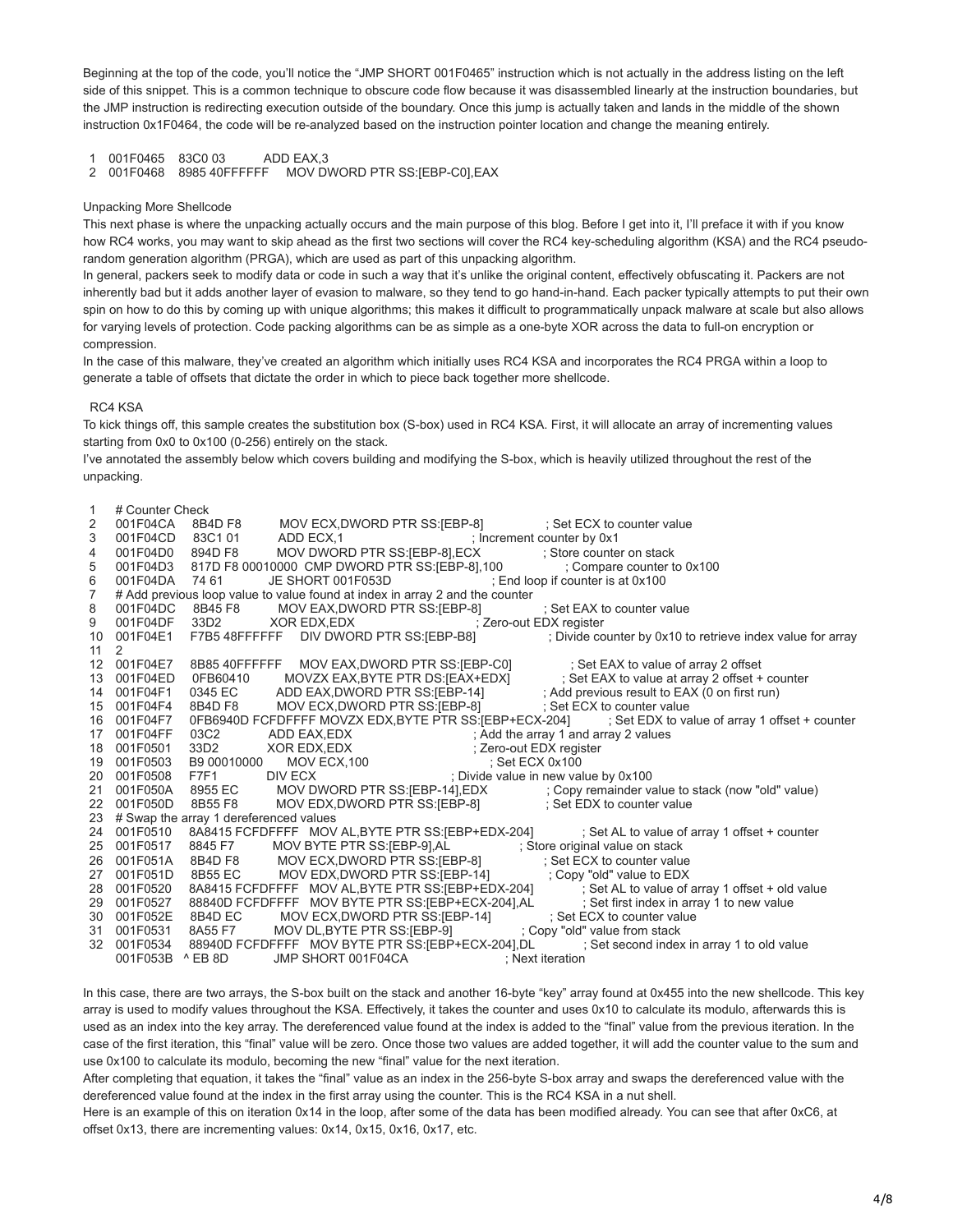Beginning at the top of the code, you'll notice the "JMP SHORT 001F0465" instruction which is not actually in the address listing on the left side of this snippet. This is a common technique to obscure code flow because it was disassembled linearly at the instruction boundaries, but the JMP instruction is redirecting execution outside of the boundary. Once this jump is actually taken and lands in the middle of the shown instruction 0x1F0464, the code will be re-analyzed based on the instruction pointer location and change the meaning entirely.

```
1  001F0465   83C0 03        ADD EAX,3
2  001F0468   8985 40FFFFFF   MOV DWORD PTR SS:[EBP-C0],EAX
```

### Unpacking More Shellcode

This next phase is where the unpacking actually occurs and the main purpose of this blog. Before I get into it, I'll preface it with if you know how RC4 works, you may want to skip ahead as the first two sections will cover the RC4 key-scheduling algorithm (KSA) and the RC4 pseudo-random generation algorithm (PRGA), which are used as part of this unpacking algorithm.

In general, packers seek to modify data or code in such a way that it's unlike the original content, effectively obfuscating it. Packers are not inherently bad but it adds another layer of evasion to malware, so they tend to go hand-in-hand. Each packer typically attempts to put their own spin on how to do this by coming up with unique algorithms; this makes it difficult to programmatically unpack malware at scale but also allows for varying levels of protection. Code packing algorithms can be as simple as a one-byte XOR across the data to full-on encryption or compression.

In the case of this malware, they've created an algorithm which initially uses RC4 KSA and incorporates the RC4 PRGA within a loop to generate a table of offsets that dictate the order in which to piece back together more shellcode.

#### RC4 KSA

To kick things off, this sample creates the substitution box (S-box) used in RC4 KSA. First, it will allocate an array of incrementing values starting from 0x0 to 0x100 (0-256) entirely on the stack.

I've annotated the assembly below which covers building and modifying the S-box, which is heavily utilized throughout the rest of the unpacking.

```
1   # Counter Check
2   001F04CA   8B4D F8          MOV ECX,DWORD PTR SS:[EBP-8]              ; Set ECX to counter value
3   001F04CD   83C1 01          ADD ECX,1                                 ; Increment counter by 0x1
4   001F04D0   894D F8          MOV DWORD PTR SS:[EBP-8],ECX              ; Store counter on stack
5   001F04D3   817D F8 00010000  CMP DWORD PTR SS:[EBP-8],100             ; Compare counter to 0x100
6   001F04DA   74 61            JE SHORT 001F053D                         ; End loop if counter is at 0x100
7   # Add previous loop value to value found at index in array 2 and the counter
8   001F04DC   8B45 F8          MOV EAX,DWORD PTR SS:[EBP-8]              ; Set EAX to counter value
9   001F04DF   33D2             XOR EDX,EDX                               ; Zero-out EDX register
10  001F04E1   F7B5 48FFFFFF    DIV DWORD PTR SS:[EBP-B8]                 ; Divide counter by 0x10 to retrieve index value for array
11  2
12  001F04E7   8B85 40FFFFFF    MOV EAX,DWORD PTR SS:[EBP-C0]             ; Set EAX to value of array 2 offset
13  001F04ED   0FB60410         MOVZX EAX,BYTE PTR DS:[EAX+EDX]           ; Set EAX to value at array 2 offset + counter
14  001F04F1   0345 EC          ADD EAX,DWORD PTR SS:[EBP-14]             ; Add previous result to EAX (0 on first run)
15  001F04F4   8B4D F8          MOV ECX,DWORD PTR SS:[EBP-8]              ; Set ECX to counter value
16  001F04F7   0FB6940D FCFDFFFF MOVZX EDX,BYTE PTR SS:[EBP+ECX-204]      ; Set EDX to value of array 1 offset + counter
17  001F04FF   03C2             ADD EAX,EDX                               ; Add the array 1 and array 2 values
18  001F0501   33D2             XOR EDX,EDX                               ; Zero-out EDX register
19  001F0503   B9 00010000      MOV ECX,100                               ; Set ECX 0x100
20  001F0508   F7F1             DIV ECX                                   ; Divide value in new value by 0x100
21  001F050A   8955 EC          MOV DWORD PTR SS:[EBP-14],EDX             ; Copy remainder value to stack (now "old" value)
22  001F050D   8B55 F8          MOV EDX,DWORD PTR SS:[EBP-8]              ; Set EDX to counter value
23  # Swap the array 1 dereferenced values
24  001F0510   8A8415 FCFDFFFF  MOV AL,BYTE PTR SS:[EBP+EDX-204]          ; Set AL to value of array 1 offset + counter
25  001F0517   8845 F7          MOV BYTE PTR SS:[EBP-9],AL                ; Store original value on stack
26  001F051A   8B4D F8          MOV ECX,DWORD PTR SS:[EBP-8]              ; Set ECX to counter value
27  001F051D   8B55 EC          MOV EDX,DWORD PTR SS:[EBP-14]             ; Copy "old" value to EDX
28  001F0520   8A8415 FCFDFFFF  MOV AL,BYTE PTR SS:[EBP+EDX-204]          ; Set AL to value of array 1 offset + old value
29  001F0527   88840D FCFDFFFF  MOV BYTE PTR SS:[EBP+ECX-204],AL          ; Set first index in array 1 to new value
30  001F052E   8B4D EC          MOV ECX,DWORD PTR SS:[EBP-14]             ; Set ECX to counter value
31  001F0531   8A55 F7          MOV DL,BYTE PTR SS:[EBP-9]                ; Copy "old" value from stack
32  001F0534   88940D FCFDFFFF  MOV BYTE PTR SS:[EBP+ECX-204],DL          ; Set second index in array 1 to old value
    001F053B   ^ EB 8D          JMP SHORT 001F04CA                        ; Next iteration
```

In this case, there are two arrays, the S-box built on the stack and another 16-byte "key" array found at 0x455 into the new shellcode. This key array is used to modify values throughout the KSA. Effectively, it takes the counter and uses 0x10 to calculate its modulo, afterwards this is used as an index into the key array. The dereferenced value found at the index is added to the "final" value from the previous iteration. In the case of the first iteration, this "final" value will be zero. Once those two values are added together, it will add the counter value to the sum and use 0x100 to calculate its modulo, becoming the new "final" value for the next iteration.

After completing that equation, it takes the "final" value as an index in the 256-byte S-box array and swaps the dereferenced value with the dereferenced value found at the index in the first array using the counter. This is the RC4 KSA in a nut shell.

Here is an example of this on iteration 0x14 in the loop, after some of the data has been modified already. You can see that after 0xC6, at offset 0x13, there are incrementing values: 0x14, 0x15, 0x16, 0x17, etc.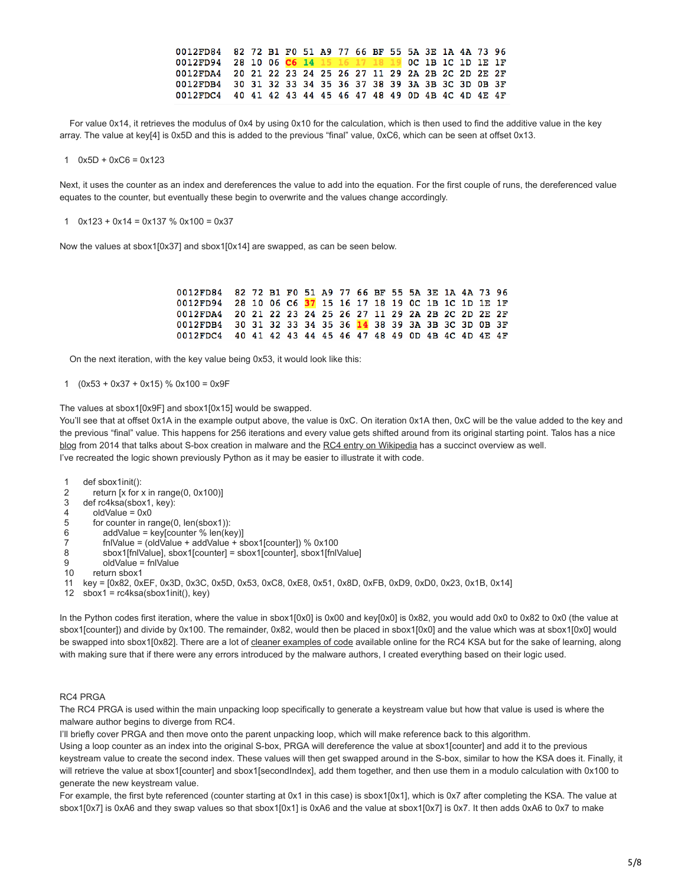```
0012FD84  82 72 B1 F0 51 A9 77 66 BF 55 5A 3E 1A 4A 73 96
0012FD94  28 10 06 C6 14 15 16 17 18 19 0C 1B 1C 1D 1E 1F
0012FDA4  20 21 22 23 24 25 26 27 11 29 2A 2B 2C 2D 2E 2F
0012FDB4  30 31 32 33 34 35 36 37 38 39 3A 3B 3C 3D 0B 3F
0012FDC4  40 41 42 43 44 45 46 47 48 49 0D 4B 4C 4D 4E 4F
```

For value 0x14, it retrieves the modulus of 0x4 by using 0x10 for the calculation, which is then used to find the additive value in the key array. The value at key[4] is 0x5D and this is added to the previous "final" value, 0xC6, which can be seen at offset 0x13.

```
1  0x5D + 0xC6 = 0x123
```

Next, it uses the counter as an index and dereferences the value to add into the equation. For the first couple of runs, the dereferenced value equates to the counter, but eventually these begin to overwrite and the values change accordingly.

```
1  0x123 + 0x14 = 0x137 % 0x100 = 0x37
```

Now the values at sbox1[0x37] and sbox1[0x14] are swapped, as can be seen below.

```
0012FD84  82 72 B1 F0 51 A9 77 66 BF 55 5A 3E 1A 4A 73 96
0012FD94  28 10 06 C6 37 15 16 17 18 19 0C 1B 1C 1D 1E 1F
0012FDA4  20 21 22 23 24 25 26 27 11 29 2A 2B 2C 2D 2E 2F
0012FDB4  30 31 32 33 34 35 36 14 38 39 3A 3B 3C 3D 0B 3F
0012FDC4  40 41 42 43 44 45 46 47 48 49 0D 4B 4C 4D 4E 4F
```

On the next iteration, with the key value being 0x53, it would look like this:

```
1  (0x53 + 0x37 + 0x15) % 0x100 = 0x9F
```

The values at sbox1[0x9F] and sbox1[0x15] would be swapped.
You'll see that at offset 0x1A in the example output above, the value is 0xC. On iteration 0x1A then, 0xC will be the value added to the key and the previous "final" value. This happens for 256 iterations and every value gets shifted around from its original starting point. Talos has a nice blog from 2014 that talks about S-box creation in malware and the RC4 entry on Wikipedia has a succinct overview as well.
I've recreated the logic shown previously Python as it may be easier to illustrate it with code.

```
1   def sbox1init():
2       return [x for x in range(0, 0x100)]
3   def rc4ksa(sbox1, key):
4       oldValue = 0x0
5       for counter in range(0, len(sbox1)):
6           addValue = key[counter % len(key)]
7           fnlValue = (oldValue + addValue + sbox1[counter]) % 0x100
8           sbox1[fnlValue], sbox1[counter] = sbox1[counter], sbox1[fnlValue]
9           oldValue = fnlValue
10      return sbox1
11  key = [0x82, 0xEF, 0x3D, 0x3C, 0x5D, 0x53, 0xC8, 0xE8, 0x51, 0x8D, 0xFB, 0xD9, 0xD0, 0x23, 0x1B, 0x14]
12  sbox1 = rc4ksa(sbox1init(), key)
```

In the Python codes first iteration, where the value in sbox1[0x0] is 0x00 and key[0x0] is 0x82, you would add 0x0 to 0x82 to 0x0 (the value at sbox1[counter]) and divide by 0x100. The remainder, 0x82, would then be placed in sbox1[0x0] and the value which was at sbox1[0x0] would be swapped into sbox1[0x82]. There are a lot of cleaner examples of code available online for the RC4 KSA but for the sake of learning, along with making sure that if there were any errors introduced by the malware authors, I created everything based on their logic used.

RC4 PRGA

The RC4 PRGA is used within the main unpacking loop specifically to generate a keystream value but how that value is used is where the malware author begins to diverge from RC4.
I'll briefly cover PRGA and then move onto the parent unpacking loop, which will make reference back to this algorithm.
Using a loop counter as an index into the original S-box, PRGA will dereference the value at sbox1[counter] and add it to the previous keystream value to create the second index. These values will then get swapped around in the S-box, similar to how the KSA does it. Finally, it will retrieve the value at sbox1[counter] and sbox1[secondIndex], add them together, and then use them in a modulo calculation with 0x100 to generate the new keystream value.
For example, the first byte referenced (counter starting at 0x1 in this case) is sbox1[0x1], which is 0x7 after completing the KSA. The value at sbox1[0x7] is 0xA6 and they swap values so that sbox1[0x1] is 0xA6 and the value at sbox1[0x7] is 0x7. It then adds 0xA6 to 0x7 to make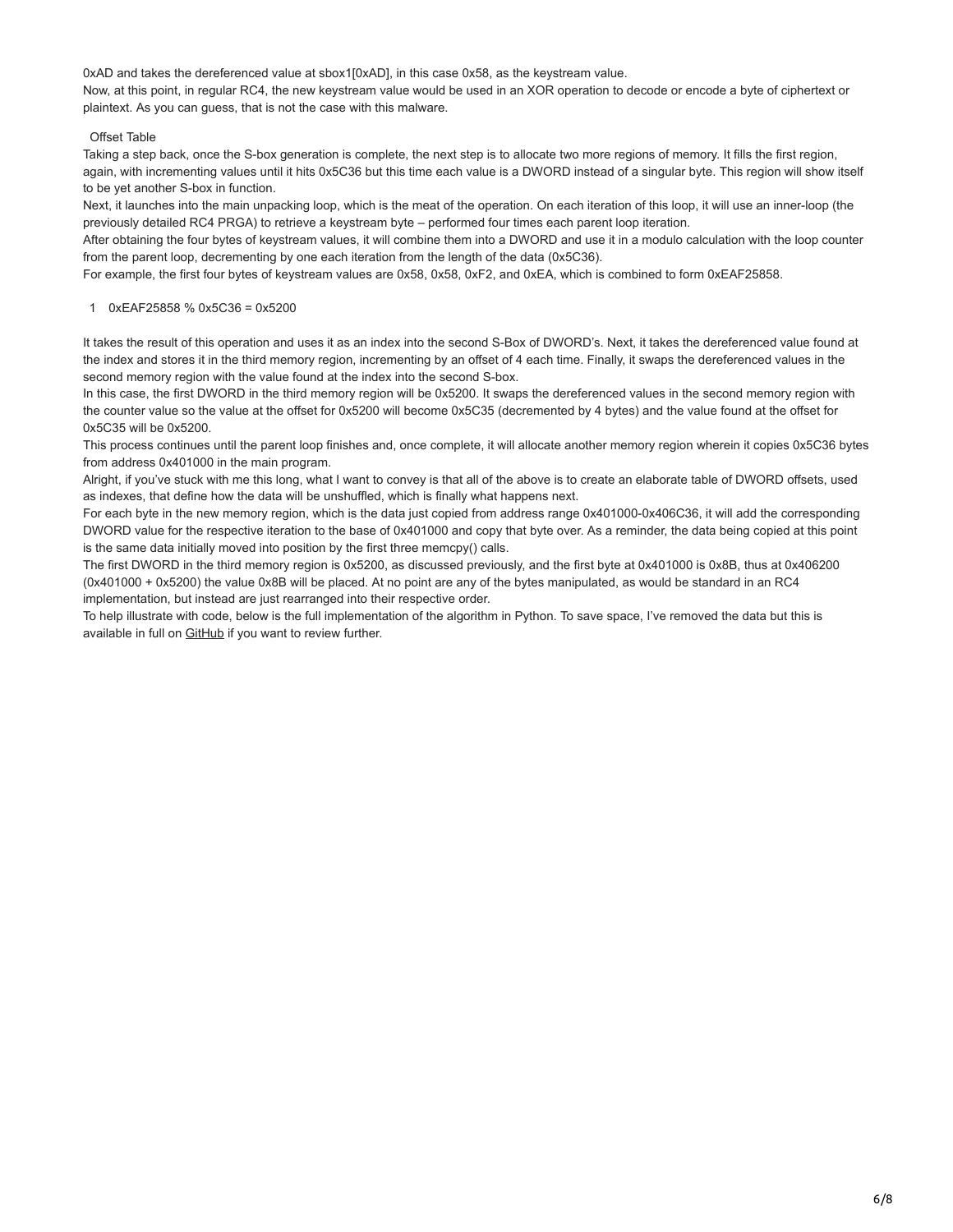0xAD and takes the dereferenced value at sbox1[0xAD], in this case 0x58, as the keystream value.

Now, at this point, in regular RC4, the new keystream value would be used in an XOR operation to decode or encode a byte of ciphertext or plaintext. As you can guess, that is not the case with this malware.

## Offset Table

Taking a step back, once the S-box generation is complete, the next step is to allocate two more regions of memory. It fills the first region, again, with incrementing values until it hits 0x5C36 but this time each value is a DWORD instead of a singular byte. This region will show itself to be yet another S-box in function.

Next, it launches into the main unpacking loop, which is the meat of the operation. On each iteration of this loop, it will use an inner-loop (the previously detailed RC4 PRGA) to retrieve a keystream byte – performed four times each parent loop iteration.

After obtaining the four bytes of keystream values, it will combine them into a DWORD and use it in a modulo calculation with the loop counter from the parent loop, decrementing by one each iteration from the length of the data (0x5C36).

For example, the first four bytes of keystream values are 0x58, 0x58, 0xF2, and 0xEA, which is combined to form 0xEAF25858.

```
1   0xEAF25858 % 0x5C36 = 0x5200
```

It takes the result of this operation and uses it as an index into the second S-Box of DWORD's. Next, it takes the dereferenced value found at the index and stores it in the third memory region, incrementing by an offset of 4 each time. Finally, it swaps the dereferenced values in the second memory region with the value found at the index into the second S-box.

In this case, the first DWORD in the third memory region will be 0x5200. It swaps the dereferenced values in the second memory region with the counter value so the value at the offset for 0x5200 will become 0x5C35 (decremented by 4 bytes) and the value found at the offset for 0x5C35 will be 0x5200.

This process continues until the parent loop finishes and, once complete, it will allocate another memory region wherein it copies 0x5C36 bytes from address 0x401000 in the main program.

Alright, if you've stuck with me this long, what I want to convey is that all of the above is to create an elaborate table of DWORD offsets, used as indexes, that define how the data will be unshuffled, which is finally what happens next.

For each byte in the new memory region, which is the data just copied from address range 0x401000-0x406C36, it will add the corresponding DWORD value for the respective iteration to the base of 0x401000 and copy that byte over. As a reminder, the data being copied at this point is the same data initially moved into position by the first three memcpy() calls.

The first DWORD in the third memory region is 0x5200, as discussed previously, and the first byte at 0x401000 is 0x8B, thus at 0x406200 (0x401000 + 0x5200) the value 0x8B will be placed. At no point are any of the bytes manipulated, as would be standard in an RC4 implementation, but instead are just rearranged into their respective order.

To help illustrate with code, below is the full implementation of the algorithm in Python. To save space, I've removed the data but this is available in full on GitHub if you want to review further.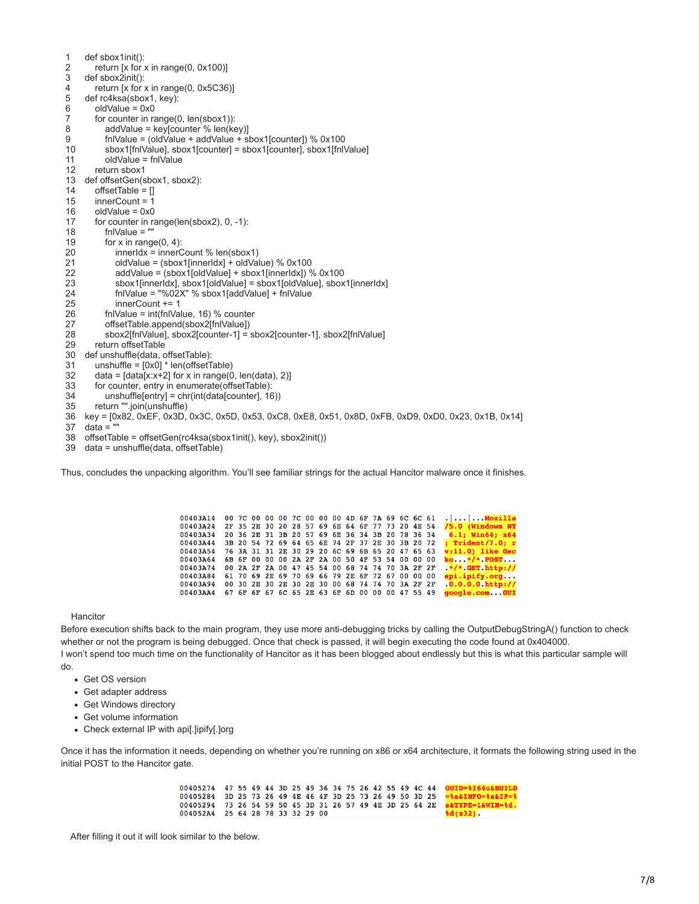```
1  def sbox1init():
2      return [x for x in range(0, 0x100)]
3  def sbox2init():
4      return [x for x in range(0, 0x5C36)]
5  def rc4ksa(sbox1, key):
6      oldValue = 0x0
7      for counter in range(0, len(sbox1)):
8          addValue = key[counter % len(key)]
9          fnlValue = (oldValue + addValue + sbox1[counter]) % 0x100
10         sbox1[fnlValue], sbox1[counter] = sbox1[counter], sbox1[fnlValue]
11         oldValue = fnlValue
12     return sbox1
13 def offsetGen(sbox1, sbox2):
14     offsetTable = []
15     innerCount = 1
16     oldValue = 0x0
17     for counter in range(len(sbox2), 0, -1):
18         fnlValue = ""
19         for x in range(0, 4):
20             innerIdx = innerCount % len(sbox1)
21             oldValue = (sbox1[innerIdx] + oldValue) % 0x100
22             addValue = (sbox1[oldValue] + sbox1[innerIdx]) % 0x100
23             sbox1[innerIdx], sbox1[oldValue] = sbox1[oldValue], sbox1[innerIdx]
24             fnlValue = "%02X" % sbox1[addValue] + fnlValue
25             innerCount += 1
26         fnlValue = int(fnlValue, 16) % counter
27         offsetTable.append(sbox2[fnlValue])
28         sbox2[fnlValue], sbox2[counter-1] = sbox2[counter-1], sbox2[fnlValue]
29     return offsetTable
30 def unshuffle(data, offsetTable):
31     unshuffle = [0x0] * len(offsetTable)
32     data = [data[x:x+2] for x in range(0, len(data), 2)]
33     for counter, entry in enumerate(offsetTable):
34         unshuffle[entry] = chr(int(data[counter], 16))
35     return "".join(unshuffle)
36 key = [0x82, 0xEF, 0x3D, 0x3C, 0x5D, 0x53, 0xC8, 0xE8, 0x51, 0x8D, 0xFB, 0xD9, 0xD0, 0x23, 0x1B, 0x14]
37 data = ""
38 offsetTable = offsetGen(rc4ksa(sbox1init(), key), sbox2init())
39 data = unshuffle(data, offsetTable)
```

Thus, concludes the unpacking algorithm. You'll see familiar strings for the actual Hancitor malware once it finishes.

```
00403A14  00 7C 00 00 00 7C 00 00 00 4D 6F 7A 69 6C 6C 61  .|...|...Mozilla
00403A24  2F 35 2E 30 20 28 57 69 6E 64 6F 77 73 20 4E 54  /5.0 (Windows NT
00403A34  20 36 2E 31 3B 20 57 69 6E 36 34 3B 20 78 36 34   6.1; Win64; x64
00403A44  3B 20 54 72 69 64 65 6E 74 2F 37 2E 30 3B 20 72  ; Trident/7.0; r
00403A54  76 3A 31 31 2E 30 29 20 6C 69 6B 65 20 47 65 63  v:11.0) like Gec
00403A64  6B 6F 00 00 00 2A 2F 2A 00 50 4F 53 54 00 00 00  ko...*/*.POST...
00403A74  00 2A 2F 2A 00 47 45 54 00 68 74 74 70 3A 2F 2F  .*/*.GET.http://
00403A84  61 70 69 2E 69 70 69 66 79 2E 6F 72 67 00 00 00  api.ipify.org...
00403A94  00 30 2E 30 2E 30 2E 30 00 68 74 74 70 3A 2F 2F  .0.0.0.0.http://
00403AA4  67 6F 6F 67 6C 65 2E 63 6F 6D 00 00 00 47 55 49  google.com...GUI
```

Hancitor

Before execution shifts back to the main program, they use more anti-debugging tricks by calling the OutputDebugStringA() function to check whether or not the program is being debugged. Once that check is passed, it will begin executing the code found at 0x404000.

I won't spend too much time on the functionality of Hancitor as it has been blogged about endlessly but this is what this particular sample will do.

- Get OS version
- Get adapter address
- Get Windows directory
- Get volume information
- Check external IP with api[.]ipify[.]org

Once it has the information it needs, depending on whether you're running on x86 or x64 architecture, it formats the following string used in the initial POST to the Hancitor gate.

```
00405274  47 55 49 44 3D 25 49 36 34 75 26 42 55 49 4C 44  GUID=%I64u&BUILD
00405284  3D 25 73 26 49 4E 46 4F 3D 25 73 26 49 50 3D 25  =%s&INFO=%s&IP=%
00405294  73 26 54 59 50 45 3D 31 26 57 49 4E 3D 25 64 2E  s&TYPE=1&WIN=%d.
004052A4  25 64 28 78 33 32 29 00                          %d(x32).
```

After filling it out it will look similar to the below.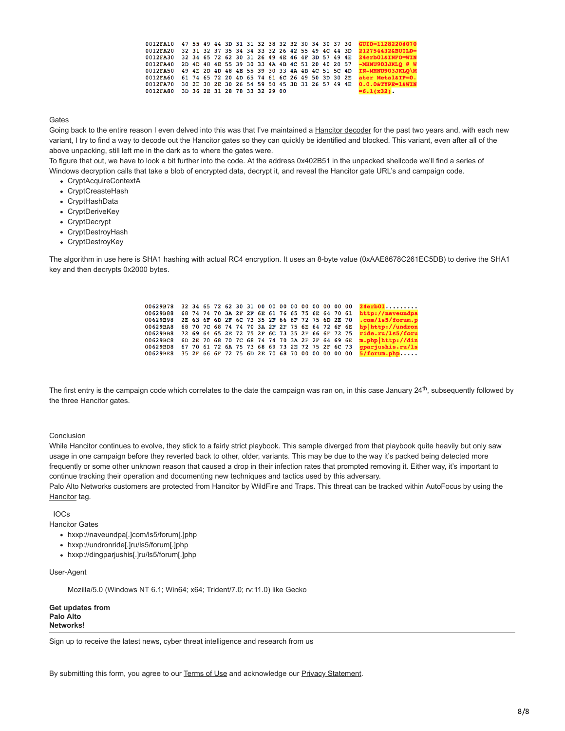```
0012FA10  47 55 49 44 3D 31 31 32 38 32 32 30 34 30 37 30  GUID=11282204070
0012FA20  32 31 32 37 35 34 34 33 32 26 42 55 49 4C 44 3D  212754432&BUILD=
0012FA30  32 34 65 72 62 30 31 26 49 4E 46 4F 3D 57 49 4E  24erb01&INFO=WIN
0012FA40  2D 4D 48 4E 55 39 30 33 4A 4B 4C 51 20 40 20 57  -MHNU903JKLQ @ W
0012FA50  49 4E 2D 4D 48 4E 55 39 30 33 4A 4B 4C 51 5C 4D  IN-MHNU903JKLQ\M
0012FA60  61 74 65 72 20 4D 65 74 61 6C 26 49 50 3D 30 2E  ater Metal&IP=0.
0012FA70  30 2E 30 2E 30 26 54 59 50 45 3D 31 26 57 49 4E  0.0.0&TYPE=1&WIN
0012FA80  3D 36 2E 31 28 78 33 32 29 00                    =6.1(x32).
```

Gates

Going back to the entire reason I even delved into this was that I've maintained a Hancitor decoder for the past two years and, with each new variant, I try to find a way to decode out the Hancitor gates so they can quickly be identified and blocked. This variant, even after all of the above unpacking, still left me in the dark as to where the gates were.

To figure that out, we have to look a bit further into the code. At the address 0x402B51 in the unpacked shellcode we'll find a series of Windows decryption calls that take a blob of encrypted data, decrypt it, and reveal the Hancitor gate URL's and campaign code.

- CryptAcquireContextA
- CryptCreasteHash
- CryptHashData
- CryptDeriveKey
- CryptDecrypt
- CryptDestroyHash
- CryptDestroyKey

The algorithm in use here is SHA1 hashing with actual RC4 encryption. It uses an 8-byte value (0xAAE8678C261EC5DB) to derive the SHA1 key and then decrypts 0x2000 bytes.

```
00629B78  32 34 65 72 62 30 31 00 00 00 00 00 00 00 00 00  24erb01.........
00629B88  68 74 74 70 3A 2F 2F 6E 61 76 65 75 6E 64 70 61  http://naveundpa
00629B98  2E 63 6F 6D 2F 6C 73 35 2F 66 6F 72 75 6D 2E 70  .com/ls5/forum.p
00629BA8  68 70 7C 68 74 74 70 3A 2F 2F 75 6E 64 72 6F 6E  hp|http://undron
00629BB8  72 69 64 65 2E 72 75 2F 6C 73 35 2F 66 6F 72 75  ride.ru/ls5/foru
00629BC8  6D 2E 70 68 70 7C 68 74 74 70 3A 2F 2F 64 69 6E  m.php|http://din
00629BD8  67 70 61 72 6A 75 73 68 69 73 2E 72 75 2F 6C 73  gparjushis.ru/ls
00629BE8  35 2F 66 6F 72 75 6D 2E 70 68 70 00 00 00 00 00  5/forum.php.....
```

The first entry is the campaign code which correlates to the date the campaign was ran on, in this case January 24th, subsequently followed by the three Hancitor gates.

Conclusion

While Hancitor continues to evolve, they stick to a fairly strict playbook. This sample diverged from that playbook quite heavily but only saw usage in one campaign before they reverted back to other, older, variants. This may be due to the way it's packed being detected more frequently or some other unknown reason that caused a drop in their infection rates that prompted removing it. Either way, it's important to continue tracking their operation and documenting new techniques and tactics used by this adversary.

Palo Alto Networks customers are protected from Hancitor by WildFire and Traps. This threat can be tracked within AutoFocus by using the Hancitor tag.

IOCs

Hancitor Gates

- hxxp://naveundpa[.]com/ls5/forum[.]php
- hxxp://undronride[.]ru/ls5/forum[.]php
- hxxp://dingparjushis[.]ru/ls5/forum[.]php

User-Agent

Mozilla/5.0 (Windows NT 6.1; Win64; x64; Trident/7.0; rv:11.0) like Gecko

**Get updates from Palo Alto Networks!**

Sign up to receive the latest news, cyber threat intelligence and research from us

By submitting this form, you agree to our Terms of Use and acknowledge our Privacy Statement.